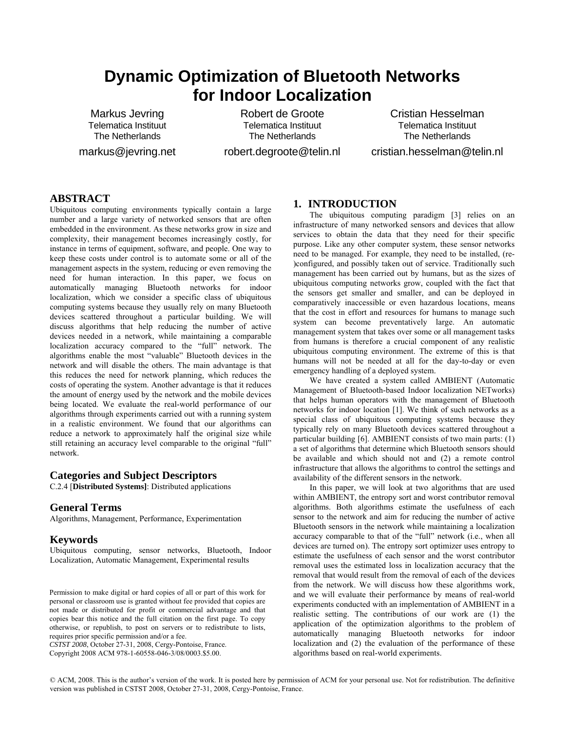# Dynamic Optimization of Bluetooth Networks for Indoor Localization

Markus Jevring
Telematica Instituut
The Netherlands
markus@jevring.net

Robert de Groote
Telematica Instituut
The Netherlands
robert.degroote@telin.nl

Cristian Hesselman
Telematica Instituut
The Netherlands
cristian.hesselman@telin.nl

## ABSTRACT

Ubiquitous computing environments typically contain a large number and a large variety of networked sensors that are often embedded in the environment. As these networks grow in size and complexity, their management becomes increasingly costly, for instance in terms of equipment, software, and people. One way to keep these costs under control is to automate some or all of the management aspects in the system, reducing or even removing the need for human interaction. In this paper, we focus on automatically managing Bluetooth networks for indoor localization, which we consider a specific class of ubiquitous computing systems because they usually rely on many Bluetooth devices scattered throughout a particular building. We will discuss algorithms that help reducing the number of active devices needed in a network, while maintaining a comparable localization accuracy compared to the "full" network. The algorithms enable the most "valuable" Bluetooth devices in the network and will disable the others. The main advantage is that this reduces the need for network planning, which reduces the costs of operating the system. Another advantage is that it reduces the amount of energy used by the network and the mobile devices being located. We evaluate the real-world performance of our algorithms through experiments carried out with a running system in a realistic environment. We found that our algorithms can reduce a network to approximately half the original size while still retaining an accuracy level comparable to the original "full" network.

### Categories and Subject Descriptors

C.2.4 [**Distributed Systems]**: Distributed applications

### General Terms

Algorithms, Management, Performance, Experimentation

### Keywords

Ubiquitous computing, sensor networks, Bluetooth, Indoor Localization, Automatic Management, Experimental results

Permission to make digital or hard copies of all or part of this work for personal or classroom use is granted without fee provided that copies are not made or distributed for profit or commercial advantage and that copies bear this notice and the full citation on the first page. To copy otherwise, or republish, to post on servers or to redistribute to lists, requires prior specific permission and/or a fee.
*CSTST 2008*, October 27-31, 2008, Cergy-Pontoise, France.
Copyright 2008 ACM 978-1-60558-046-3/08/0003.$5.00.

## 1. INTRODUCTION

The ubiquitous computing paradigm [3] relies on an infrastructure of many networked sensors and devices that allow services to obtain the data that they need for their specific purpose. Like any other computer system, these sensor networks need to be managed. For example, they need to be installed, (re-)configured, and possibly taken out of service. Traditionally such management has been carried out by humans, but as the sizes of ubiquitous computing networks grow, coupled with the fact that the sensors get smaller and smaller, and can be deployed in comparatively inaccessible or even hazardous locations, means that the cost in effort and resources for humans to manage such system can become preventatively large. An automatic management system that takes over some or all management tasks from humans is therefore a crucial component of any realistic ubiquitous computing environment. The extreme of this is that humans will not be needed at all for the day-to-day or even emergency handling of a deployed system.

We have created a system called AMBIENT (Automatic Management of Bluetooth-based Indoor localization NETworks) that helps human operators with the management of Bluetooth networks for indoor location [1]. We think of such networks as a special class of ubiquitous computing systems because they typically rely on many Bluetooth devices scattered throughout a particular building [6]. AMBIENT consists of two main parts: (1) a set of algorithms that determine which Bluetooth sensors should be available and which should not and (2) a remote control infrastructure that allows the algorithms to control the settings and availability of the different sensors in the network.

In this paper, we will look at two algorithms that are used within AMBIENT, the entropy sort and worst contributor removal algorithms. Both algorithms estimate the usefulness of each sensor to the network and aim for reducing the number of active Bluetooth sensors in the network while maintaining a localization accuracy comparable to that of the "full" network (i.e., when all devices are turned on). The entropy sort optimizer uses entropy to estimate the usefulness of each sensor and the worst contributor removal uses the estimated loss in localization accuracy that the removal that would result from the removal of each of the devices from the network. We will discuss how these algorithms work, and we will evaluate their performance by means of real-world experiments conducted with an implementation of AMBIENT in a realistic setting. The contributions of our work are (1) the application of the optimization algorithms to the problem of automatically managing Bluetooth networks for indoor localization and (2) the evaluation of the performance of these algorithms based on real-world experiments.

© ACM, 2008. This is the author's version of the work. It is posted here by permission of ACM for your personal use. Not for redistribution. The definitive version was published in CSTST 2008, October 27-31, 2008, Cergy-Pontoise, France.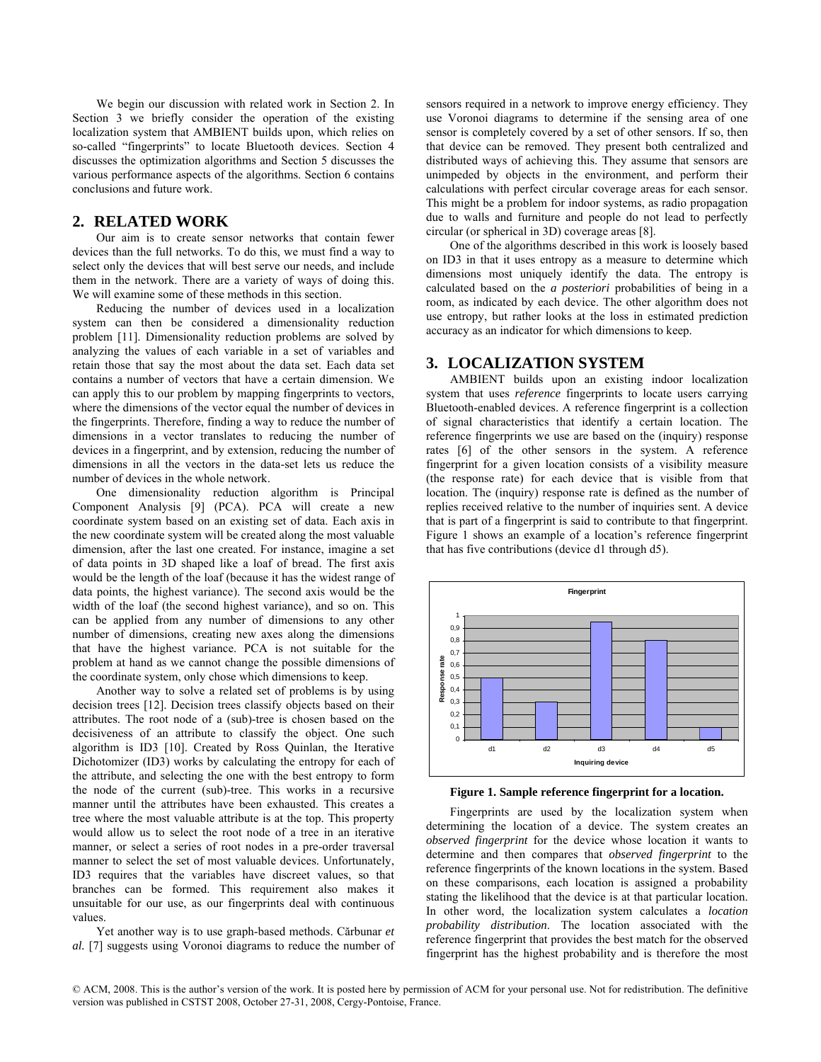We begin our discussion with related work in Section 2. In Section 3 we briefly consider the operation of the existing localization system that AMBIENT builds upon, which relies on so-called "fingerprints" to locate Bluetooth devices. Section 4 discusses the optimization algorithms and Section 5 discusses the various performance aspects of the algorithms. Section 6 contains conclusions and future work.

## 2. RELATED WORK

Our aim is to create sensor networks that contain fewer devices than the full networks. To do this, we must find a way to select only the devices that will best serve our needs, and include them in the network. There are a variety of ways of doing this. We will examine some of these methods in this section.

Reducing the number of devices used in a localization system can then be considered a dimensionality reduction problem [11]. Dimensionality reduction problems are solved by analyzing the values of each variable in a set of variables and retain those that say the most about the data set. Each data set contains a number of vectors that have a certain dimension. We can apply this to our problem by mapping fingerprints to vectors, where the dimensions of the vector equal the number of devices in the fingerprints. Therefore, finding a way to reduce the number of dimensions in a vector translates to reducing the number of devices in a fingerprint, and by extension, reducing the number of dimensions in all the vectors in the data-set lets us reduce the number of devices in the whole network.

One dimensionality reduction algorithm is Principal Component Analysis [9] (PCA). PCA will create a new coordinate system based on an existing set of data. Each axis in the new coordinate system will be created along the most valuable dimension, after the last one created. For instance, imagine a set of data points in 3D shaped like a loaf of bread. The first axis would be the length of the loaf (because it has the widest range of data points, the highest variance). The second axis would be the width of the loaf (the second highest variance), and so on. This can be applied from any number of dimensions to any other number of dimensions, creating new axes along the dimensions that have the highest variance. PCA is not suitable for the problem at hand as we cannot change the possible dimensions of the coordinate system, only chose which dimensions to keep.

Another way to solve a related set of problems is by using decision trees [12]. Decision trees classify objects based on their attributes. The root node of a (sub)-tree is chosen based on the decisiveness of an attribute to classify the object. One such algorithm is ID3 [10]. Created by Ross Quinlan, the Iterative Dichotomizer (ID3) works by calculating the entropy for each of the attribute, and selecting the one with the best entropy to form the node of the current (sub)-tree. This works in a recursive manner until the attributes have been exhausted. This creates a tree where the most valuable attribute is at the top. This property would allow us to select the root node of a tree in an iterative manner, or select a series of root nodes in a pre-order traversal manner to select the set of most valuable devices. Unfortunately, ID3 requires that the variables have discreet values, so that branches can be formed. This requirement also makes it unsuitable for our use, as our fingerprints deal with continuous values.

Yet another way is to use graph-based methods. Cărbunar *et al.* [7] suggests using Voronoi diagrams to reduce the number of sensors required in a network to improve energy efficiency. They use Voronoi diagrams to determine if the sensing area of one sensor is completely covered by a set of other sensors. If so, then that device can be removed. They present both centralized and distributed ways of achieving this. They assume that sensors are unimpeded by objects in the environment, and perform their calculations with perfect circular coverage areas for each sensor. This might be a problem for indoor systems, as radio propagation due to walls and furniture and people do not lead to perfectly circular (or spherical in 3D) coverage areas [8].

One of the algorithms described in this work is loosely based on ID3 in that it uses entropy as a measure to determine which dimensions most uniquely identify the data. The entropy is calculated based on the *a posteriori* probabilities of being in a room, as indicated by each device. The other algorithm does not use entropy, but rather looks at the loss in estimated prediction accuracy as an indicator for which dimensions to keep.

## 3. LOCALIZATION SYSTEM

AMBIENT builds upon an existing indoor localization system that uses *reference* fingerprints to locate users carrying Bluetooth-enabled devices. A reference fingerprint is a collection of signal characteristics that identify a certain location. The reference fingerprints we use are based on the (inquiry) response rates [6] of the other sensors in the system. A reference fingerprint for a given location consists of a visibility measure (the response rate) for each device that is visible from that location. The (inquiry) response rate is defined as the number of replies received relative to the number of inquiries sent. A device that is part of a fingerprint is said to contribute to that fingerprint. Figure 1 shows an example of a location's reference fingerprint that has five contributions (device d1 through d5).

| Inquiring device | d1 | d2 | d3 | d4 | d5 |
|---|---|---|---|---|---|
| Response rate | 0,5 | 0,3 | 0,95 | 0,8 | 0,1 |

**Figure 1. Sample reference fingerprint for a location.**

Fingerprints are used by the localization system when determining the location of a device. The system creates an *observed fingerprint* for the device whose location it wants to determine and then compares that *observed fingerprint* to the reference fingerprints of the known locations in the system. Based on these comparisons, each location is assigned a probability stating the likelihood that the device is at that particular location. In other word, the localization system calculates a *location probability distribution*. The location associated with the reference fingerprint that provides the best match for the observed fingerprint has the highest probability and is therefore the most

© ACM, 2008. This is the author's version of the work. It is posted here by permission of ACM for your personal use. Not for redistribution. The definitive version was published in CSTST 2008, October 27-31, 2008, Cergy-Pontoise, France.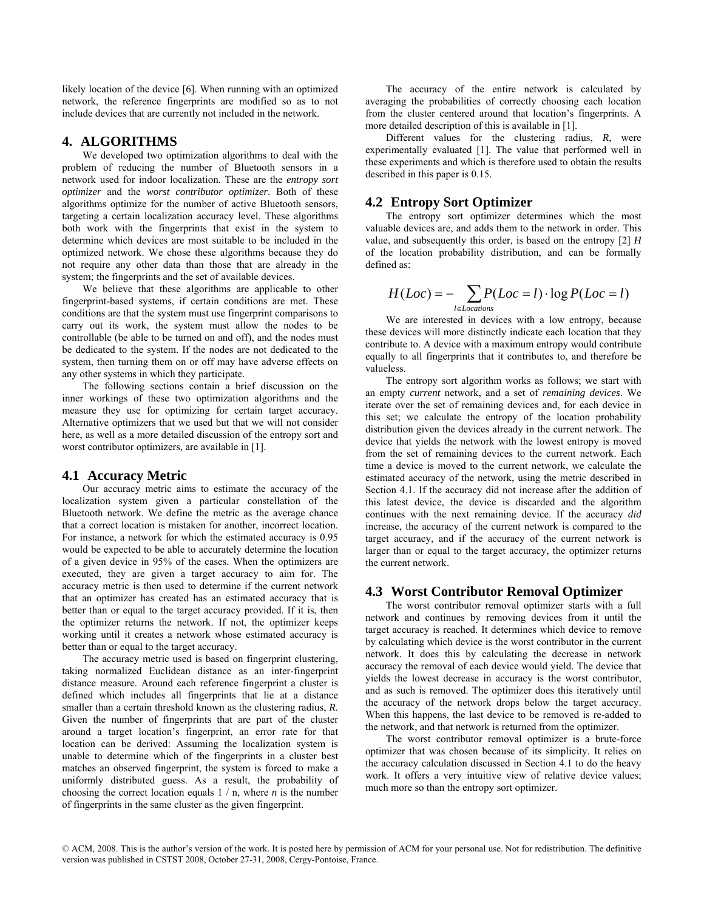likely location of the device [6]. When running with an optimized network, the reference fingerprints are modified so as to not include devices that are currently not included in the network.

## 4. ALGORITHMS

We developed two optimization algorithms to deal with the problem of reducing the number of Bluetooth sensors in a network used for indoor localization. These are the *entropy sort optimizer* and the *worst contributor optimizer*. Both of these algorithms optimize for the number of active Bluetooth sensors, targeting a certain localization accuracy level. These algorithms both work with the fingerprints that exist in the system to determine which devices are most suitable to be included in the optimized network. We chose these algorithms because they do not require any other data than those that are already in the system; the fingerprints and the set of available devices.

We believe that these algorithms are applicable to other fingerprint-based systems, if certain conditions are met. These conditions are that the system must use fingerprint comparisons to carry out its work, the system must allow the nodes to be controllable (be able to be turned on and off), and the nodes must be dedicated to the system. If the nodes are not dedicated to the system, then turning them on or off may have adverse effects on any other systems in which they participate.

The following sections contain a brief discussion on the inner workings of these two optimization algorithms and the measure they use for optimizing for certain target accuracy. Alternative optimizers that we used but that we will not consider here, as well as a more detailed discussion of the entropy sort and worst contributor optimizers, are available in [1].

### 4.1 Accuracy Metric

Our accuracy metric aims to estimate the accuracy of the localization system given a particular constellation of the Bluetooth network. We define the metric as the average chance that a correct location is mistaken for another, incorrect location. For instance, a network for which the estimated accuracy is 0.95 would be expected to be able to accurately determine the location of a given device in 95% of the cases. When the optimizers are executed, they are given a target accuracy to aim for. The accuracy metric is then used to determine if the current network that an optimizer has created has an estimated accuracy that is better than or equal to the target accuracy provided. If it is, then the optimizer returns the network. If not, the optimizer keeps working until it creates a network whose estimated accuracy is better than or equal to the target accuracy.

The accuracy metric used is based on fingerprint clustering, taking normalized Euclidean distance as an inter-fingerprint distance measure. Around each reference fingerprint a cluster is defined which includes all fingerprints that lie at a distance smaller than a certain threshold known as the clustering radius, $R$. Given the number of fingerprints that are part of the cluster around a target location's fingerprint, an error rate for that location can be derived: Assuming the localization system is unable to determine which of the fingerprints in a cluster best matches an observed fingerprint, the system is forced to make a uniformly distributed guess. As a result, the probability of choosing the correct location equals $1 / n$, where $n$ is the number of fingerprints in the same cluster as the given fingerprint.

The accuracy of the entire network is calculated by averaging the probabilities of correctly choosing each location from the cluster centered around that location's fingerprints. A more detailed description of this is available in [1].

Different values for the clustering radius, $R$, were experimentally evaluated [1]. The value that performed well in these experiments and which is therefore used to obtain the results described in this paper is 0.15.

### 4.2 Entropy Sort Optimizer

The entropy sort optimizer determines which the most valuable devices are, and adds them to the network in order. This value, and subsequently this order, is based on the entropy [2] $H$ of the location probability distribution, and can be formally defined as:

$$H(Loc) = -\sum_{l \in Locations} P(Loc = l) \cdot \log P(Loc = l)$$

We are interested in devices with a low entropy, because these devices will more distinctly indicate each location that they contribute to. A device with a maximum entropy would contribute equally to all fingerprints that it contributes to, and therefore be valueless.

The entropy sort algorithm works as follows; we start with an empty *current* network, and a set of *remaining devices*. We iterate over the set of remaining devices and, for each device in this set; we calculate the entropy of the location probability distribution given the devices already in the current network. The device that yields the network with the lowest entropy is moved from the set of remaining devices to the current network. Each time a device is moved to the current network, we calculate the estimated accuracy of the network, using the metric described in Section 4.1. If the accuracy did not increase after the addition of this latest device, the device is discarded and the algorithm continues with the next remaining device. If the accuracy *did* increase, the accuracy of the current network is compared to the target accuracy, and if the accuracy of the current network is larger than or equal to the target accuracy, the optimizer returns the current network.

### 4.3 Worst Contributor Removal Optimizer

The worst contributor removal optimizer starts with a full network and continues by removing devices from it until the target accuracy is reached. It determines which device to remove by calculating which device is the worst contributor in the current network. It does this by calculating the decrease in network accuracy the removal of each device would yield. The device that yields the lowest decrease in accuracy is the worst contributor, and as such is removed. The optimizer does this iteratively until the accuracy of the network drops below the target accuracy. When this happens, the last device to be removed is re-added to the network, and that network is returned from the optimizer.

The worst contributor removal optimizer is a brute-force optimizer that was chosen because of its simplicity. It relies on the accuracy calculation discussed in Section 4.1 to do the heavy work. It offers a very intuitive view of relative device values; much more so than the entropy sort optimizer.

© ACM, 2008. This is the author's version of the work. It is posted here by permission of ACM for your personal use. Not for redistribution. The definitive version was published in CSTST 2008, October 27-31, 2008, Cergy-Pontoise, France.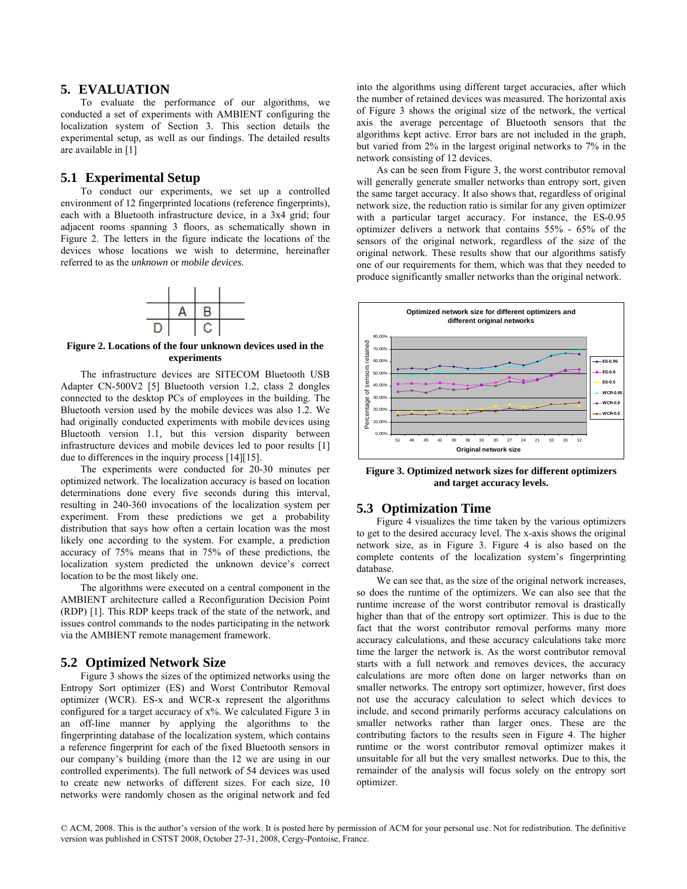## 5. EVALUATION

To evaluate the performance of our algorithms, we conducted a set of experiments with AMBIENT configuring the localization system of Section 3. This section details the experimental setup, as well as our findings. The detailed results are available in [1]

### 5.1 Experimental Setup

To conduct our experiments, we set up a controlled environment of 12 fingerprinted locations (reference fingerprints), each with a Bluetooth infrastructure device, in a 3x4 grid; four adjacent rooms spanning 3 floors, as schematically shown in Figure 2. The letters in the figure indicate the locations of the devices whose locations we wish to determine, hereinafter referred to as the *unknown* or *mobile devices*.

A
B
D
C

**Figure 2. Locations of the four unknown devices used in the experiments**

The infrastructure devices are SITECOM Bluetooth USB Adapter CN-500V2 [5] Bluetooth version 1.2, class 2 dongles connected to the desktop PCs of employees in the building. The Bluetooth version used by the mobile devices was also 1.2. We had originally conducted experiments with mobile devices using Bluetooth version 1.1, but this version disparity between infrastructure devices and mobile devices led to poor results [1] due to differences in the inquiry process [14][15].

The experiments were conducted for 20-30 minutes per optimized network. The localization accuracy is based on location determinations done every five seconds during this interval, resulting in 240-360 invocations of the localization system per experiment. From these predictions we get a probability distribution that says how often a certain location was the most likely one according to the system. For example, a prediction accuracy of 75% means that in 75% of these predictions, the localization system predicted the unknown device's correct location to be the most likely one.

The algorithms were executed on a central component in the AMBIENT architecture called a Reconfiguration Decision Point (RDP) [1]. This RDP keeps track of the state of the network, and issues control commands to the nodes participating in the network via the AMBIENT remote management framework.

### 5.2 Optimized Network Size

Figure 3 shows the sizes of the optimized networks using the Entropy Sort optimizer (ES) and Worst Contributor Removal optimizer (WCR). ES-x and WCR-x represent the algorithms configured for a target accuracy of x%. We calculated Figure 3 in an off-line manner by applying the algorithms to the fingerprinting database of the localization system, which contains a reference fingerprint for each of the fixed Bluetooth sensors in our company's building (more than the 12 we are using in our controlled experiments). The full network of 54 devices was used to create new networks of different sizes. For each size, 10 networks were randomly chosen as the original network and fed into the algorithms using different target accuracies, after which the number of retained devices was measured. The horizontal axis of Figure 3 shows the original size of the network, the vertical axis the average percentage of Bluetooth sensors that the algorithms kept active. Error bars are not included in the graph, but varied from 2% in the largest original networks to 7% in the network consisting of 12 devices.

As can be seen from Figure 3, the worst contributor removal will generally generate smaller networks than entropy sort, given the same target accuracy. It also shows that, regardless of original network size, the reduction ratio is similar for any given optimizer with a particular target accuracy. For instance, the ES-0.95 optimizer delivers a network that contains 55% - 65% of the sensors of the original network, regardless of the size of the original network. These results show that our algorithms satisfy one of our requirements for them, which was that they needed to produce significantly smaller networks than the original network.

Optimized network size for different optimizers and different original networks

Percentage of sensors retained

80,00%
70,00%
60,00%
50,00%
40,00%
30,00%
20,00%
10,00%
0,00%

51 48 45 42 39 36 33 30 27 24 21 18 15 12

Original network size

ES-0.95
ES-0.8
ES-0.5
WCR-0.95
WCR-0.8
WCR-0.5

**Figure 3. Optimized network sizes for different optimizers and target accuracy levels.**

### 5.3 Optimization Time

Figure 4 visualizes the time taken by the various optimizers to get to the desired accuracy level. The x-axis shows the original network size, as in Figure 3. Figure 4 is also based on the complete contents of the localization system's fingerprinting database.

We can see that, as the size of the original network increases, so does the runtime of the optimizers. We can also see that the runtime increase of the worst contributor removal is drastically higher than that of the entropy sort optimizer. This is due to the fact that the worst contributor removal performs many more accuracy calculations, and these accuracy calculations take more time the larger the network is. As the worst contributor removal starts with a full network and removes devices, the accuracy calculations are more often done on larger networks than on smaller networks. The entropy sort optimizer, however, first does not use the accuracy calculation to select which devices to include, and second primarily performs accuracy calculations on smaller networks rather than larger ones. These are the contributing factors to the results seen in Figure 4. The higher runtime or the worst contributor removal optimizer makes it unsuitable for all but the very smallest networks. Due to this, the remainder of the analysis will focus solely on the entropy sort optimizer.

© ACM, 2008. This is the author's version of the work. It is posted here by permission of ACM for your personal use. Not for redistribution. The definitive version was published in CSTST 2008, October 27-31, 2008, Cergy-Pontoise, France.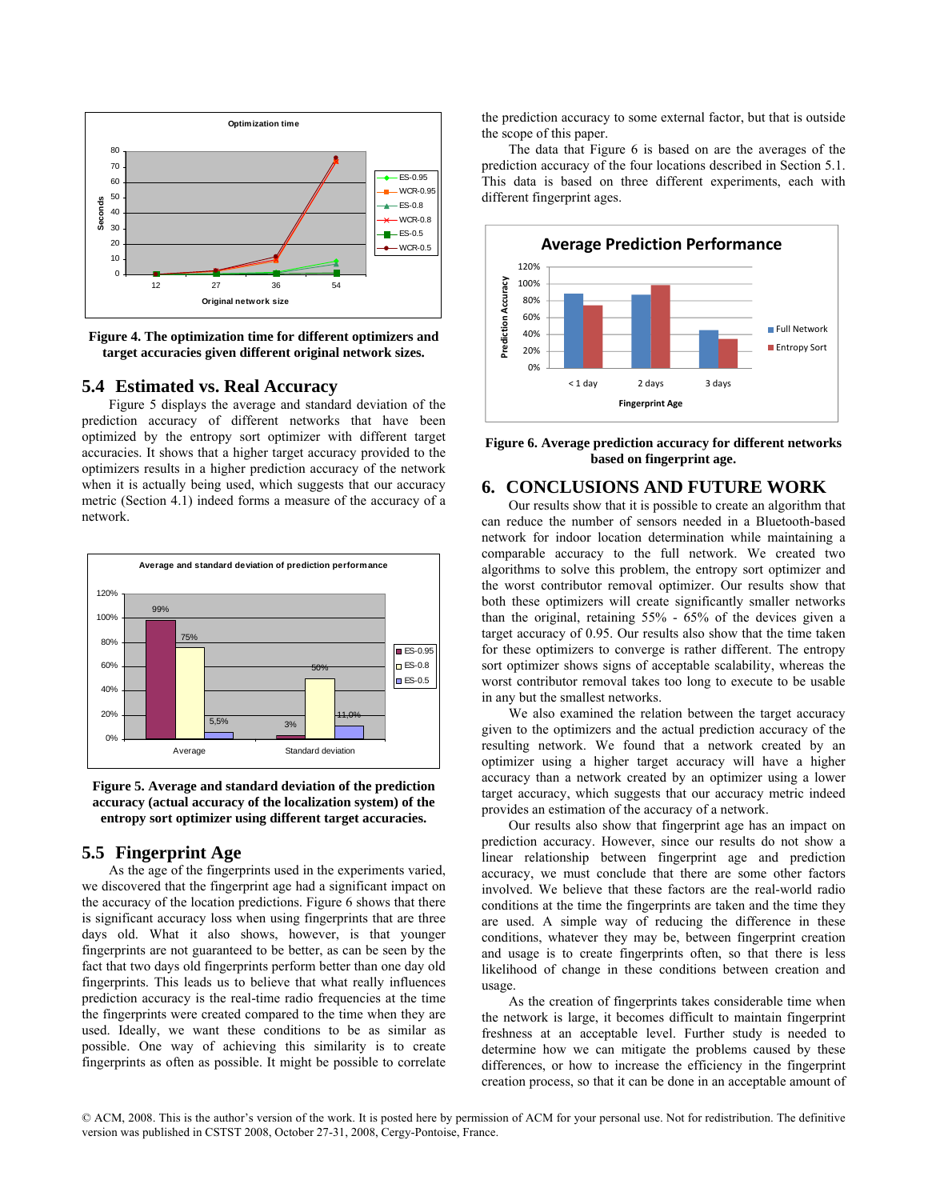Optimization time

Seconds

80
70
60
50
40
30
20
10
0

12 27 36 54

Original network size

ES-0.95
WCR-0.95
ES-0.8
WCR-0.8
ES-0.5
WCR-0.5

**Figure 4. The optimization time for different optimizers and target accuracies given different original network sizes.**

## 5.4 Estimated vs. Real Accuracy

Figure 5 displays the average and standard deviation of the prediction accuracy of different networks that have been optimized by the entropy sort optimizer with different target accuracies. It shows that a higher target accuracy provided to the optimizers results in a higher prediction accuracy of the network when it is actually being used, which suggests that our accuracy metric (Section 4.1) indeed forms a measure of the accuracy of a network.

Average and standard deviation of prediction performance

120%
100%
80%
60%
40%
20%
0%

99%
75%
5,5%
3%
50%
11,0%

Average
Standard deviation

ES-0.95
ES-0.8
ES-0.5

**Figure 5. Average and standard deviation of the prediction accuracy (actual accuracy of the localization system) of the entropy sort optimizer using different target accuracies.**

## 5.5 Fingerprint Age

As the age of the fingerprints used in the experiments varied, we discovered that the fingerprint age had a significant impact on the accuracy of the location predictions. Figure 6 shows that there is significant accuracy loss when using fingerprints that are three days old. What it also shows, however, is that younger fingerprints are not guaranteed to be better, as can be seen by the fact that two days old fingerprints perform better than one day old fingerprints. This leads us to believe that what really influences prediction accuracy is the real-time radio frequencies at the time the fingerprints were created compared to the time when they are used. Ideally, we want these conditions to be as similar as possible. One way of achieving this similarity is to create fingerprints as often as possible. It might be possible to correlate the prediction accuracy to some external factor, but that is outside the scope of this paper.

The data that Figure 6 is based on are the averages of the prediction accuracy of the four locations described in Section 5.1. This data is based on three different experiments, each with different fingerprint ages.

Average Prediction Performance

Prediction Accuracy

120%
100%
80%
60%
40%
20%
0%

< 1 day
2 days
3 days

Fingerprint Age

Full Network
Entropy Sort

**Figure 6. Average prediction accuracy for different networks based on fingerprint age.**

# 6. CONCLUSIONS AND FUTURE WORK

Our results show that it is possible to create an algorithm that can reduce the number of sensors needed in a Bluetooth-based network for indoor location determination while maintaining a comparable accuracy to the full network. We created two algorithms to solve this problem, the entropy sort optimizer and the worst contributor removal optimizer. Our results show that both these optimizers will create significantly smaller networks than the original, retaining 55% - 65% of the devices given a target accuracy of 0.95. Our results also show that the time taken for these optimizers to converge is rather different. The entropy sort optimizer shows signs of acceptable scalability, whereas the worst contributor removal takes too long to execute to be usable in any but the smallest networks.

We also examined the relation between the target accuracy given to the optimizers and the actual prediction accuracy of the resulting network. We found that a network created by an optimizer using a higher target accuracy will have a higher accuracy than a network created by an optimizer using a lower target accuracy, which suggests that our accuracy metric indeed provides an estimation of the accuracy of a network.

Our results also show that fingerprint age has an impact on prediction accuracy. However, since our results do not show a linear relationship between fingerprint age and prediction accuracy, we must conclude that there are some other factors involved. We believe that these factors are the real-world radio conditions at the time the fingerprints are taken and the time they are used. A simple way of reducing the difference in these conditions, whatever they may be, between fingerprint creation and usage is to create fingerprints often, so that there is less likelihood of change in these conditions between creation and usage.

As the creation of fingerprints takes considerable time when the network is large, it becomes difficult to maintain fingerprint freshness at an acceptable level. Further study is needed to determine how we can mitigate the problems caused by these differences, or how to increase the efficiency in the fingerprint creation process, so that it can be done in an acceptable amount of

© ACM, 2008. This is the author's version of the work. It is posted here by permission of ACM for your personal use. Not for redistribution. The definitive version was published in CSTST 2008, October 27-31, 2008, Cergy-Pontoise, France.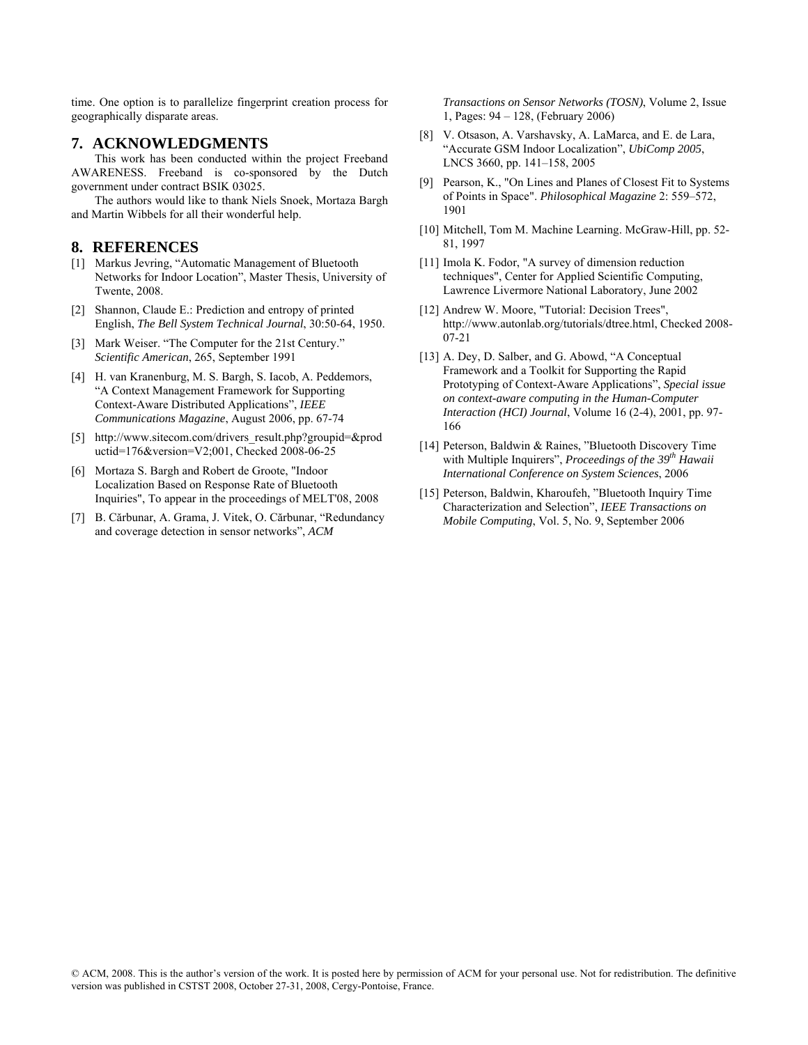time. One option is to parallelize fingerprint creation process for geographically disparate areas.

## 7. ACKNOWLEDGMENTS

This work has been conducted within the project Freeband AWARENESS. Freeband is co-sponsored by the Dutch government under contract BSIK 03025.

The authors would like to thank Niels Snoek, Mortaza Bargh and Martin Wibbels for all their wonderful help.

## 8. REFERENCES

[1] Markus Jevring, “Automatic Management of Bluetooth Networks for Indoor Location”, Master Thesis, University of Twente, 2008.

[2] Shannon, Claude E.: Prediction and entropy of printed English, *The Bell System Technical Journal*, 30:50-64, 1950.

[3] Mark Weiser. “The Computer for the 21st Century.” *Scientific American*, 265, September 1991

[4] H. van Kranenburg, M. S. Bargh, S. Iacob, A. Peddemors, “A Context Management Framework for Supporting Context-Aware Distributed Applications”, *IEEE Communications Magazine*, August 2006, pp. 67-74

[5] http://www.sitecom.com/drivers_result.php?groupid=&productid=176&version=V2;001, Checked 2008-06-25

[6] Mortaza S. Bargh and Robert de Groote, "Indoor Localization Based on Response Rate of Bluetooth Inquiries", To appear in the proceedings of MELT'08, 2008

[7] B. Cărbunar, A. Grama, J. Vitek, O. Cărbunar, “Redundancy and coverage detection in sensor networks”, *ACM Transactions on Sensor Networks (TOSN)*, Volume 2, Issue 1, Pages: 94 – 128, (February 2006)

[8] V. Otsason, A. Varshavsky, A. LaMarca, and E. de Lara, “Accurate GSM Indoor Localization”, *UbiComp 2005*, LNCS 3660, pp. 141–158, 2005

[9] Pearson, K., "On Lines and Planes of Closest Fit to Systems of Points in Space". *Philosophical Magazine* 2: 559–572, 1901

[10] Mitchell, Tom M. Machine Learning. McGraw-Hill, pp. 52-81, 1997

[11] Imola K. Fodor, "A survey of dimension reduction techniques", Center for Applied Scientific Computing, Lawrence Livermore National Laboratory, June 2002

[12] Andrew W. Moore, "Tutorial: Decision Trees", http://www.autonlab.org/tutorials/dtree.html, Checked 2008-07-21

[13] A. Dey, D. Salber, and G. Abowd, “A Conceptual Framework and a Toolkit for Supporting the Rapid Prototyping of Context-Aware Applications”, *Special issue on context-aware computing in the Human-Computer Interaction (HCI) Journal*, Volume 16 (2-4), 2001, pp. 97-166

[14] Peterson, Baldwin & Raines, ”Bluetooth Discovery Time with Multiple Inquirers”, *Proceedings of the 39th Hawaii International Conference on System Sciences*, 2006

[15] Peterson, Baldwin, Kharoufeh, ”Bluetooth Inquiry Time Characterization and Selection”, *IEEE Transactions on Mobile Computing*, Vol. 5, No. 9, September 2006

© ACM, 2008. This is the author’s version of the work. It is posted here by permission of ACM for your personal use. Not for redistribution. The definitive version was published in CSTST 2008, October 27-31, 2008, Cergy-Pontoise, France.